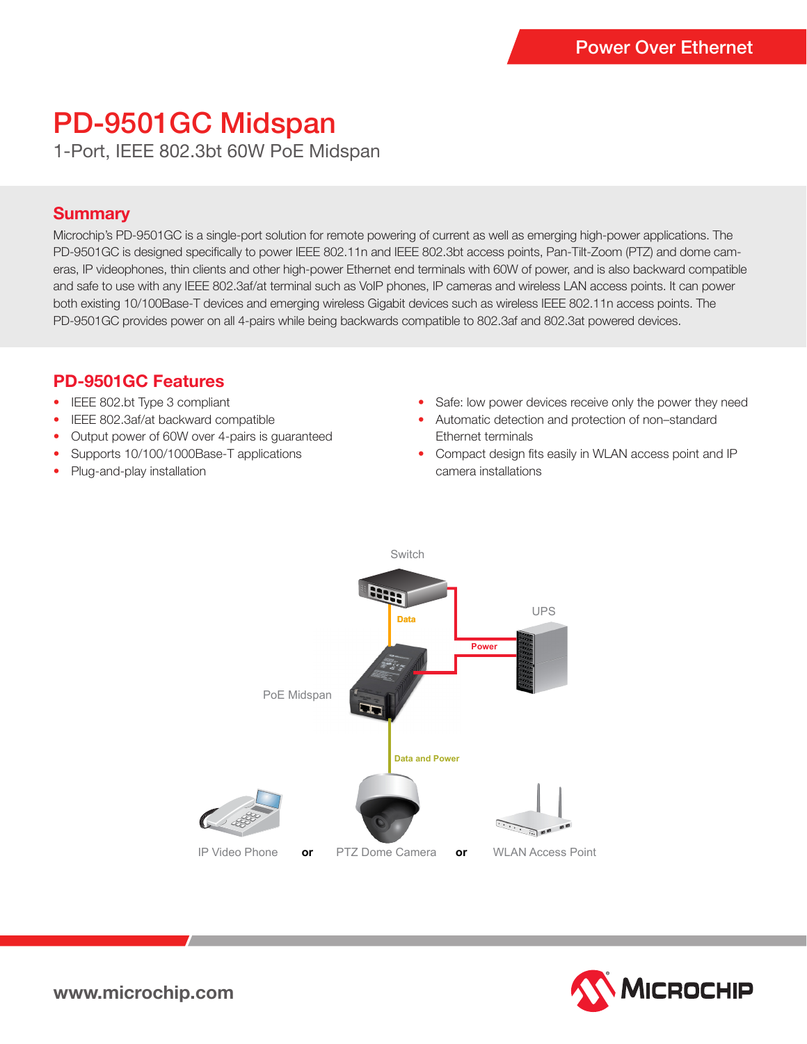# PD-9501GC Midspan

1-Port, IEEE 802.3bt 60W PoE Midspan

## Summary

Microchip's PD-9501GC is a single-port solution for remote powering of current as well as emerging high-power applications. The PD-9501GC is designed specifically to power IEEE 802.11n and IEEE 802.3bt access points, Pan-Tilt-Zoom (PTZ) and dome cameras, IP videophones, thin clients and other high-power Ethernet end terminals with 60W of power, and is also backward compatible and safe to use with any IEEE 802.3af/at terminal such as VoIP phones, IP cameras and wireless LAN access points. It can power both existing 10/100Base-T devices and emerging wireless Gigabit devices such as wireless IEEE 802.11n access points. The PD-9501GC provides power on all 4-pairs while being backwards compatible to 802.3af and 802.3at powered devices.

## PD-9501GC Features

- IEEE 802.bt Type 3 compliant
- IEEE 802.3af/at backward compatible
- Output power of 60W over 4-pairs is guaranteed
- Supports 10/100/1000Base-T applications
- Plug-and-play installation
- Safe: low power devices receive only the power they need
- Automatic detection and protection of non–standard Ethernet terminals
- Compact design fits easily in WLAN access point and IP camera installations

Switch

Data

UPS

Power

PoE Midspan

Data and Power

IP Video Phone **or** PTZ Dome Camera **or** WLAN Access Point

www.microchip.com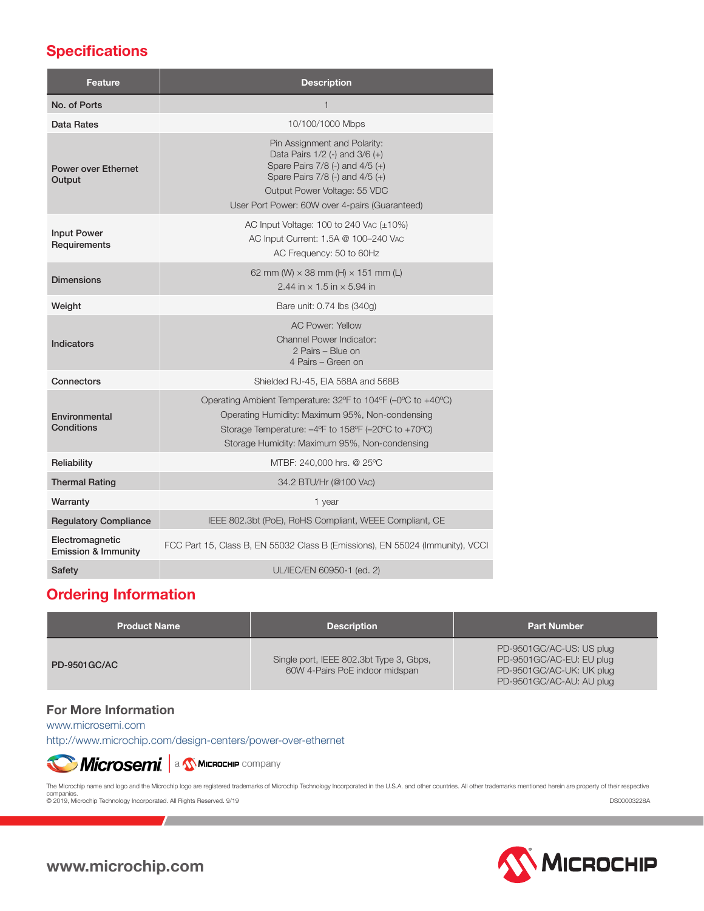## Specifications

| Feature | Description |
|---|---|
| No. of Ports | 1 |
| Data Rates | 10/100/1000 Mbps |
| Power over Ethernet Output | Pin Assignment and Polarity:<br>Data Pairs 1/2 (-) and 3/6 (+)<br>Spare Pairs 7/8 (-) and 4/5 (+)<br>Spare Pairs 7/8 (-) and 4/5 (+)<br>Output Power Voltage: 55 VDC<br>User Port Power: 60W over 4-pairs (Guaranteed) |
| Input Power Requirements | AC Input Voltage: 100 to 240 VAC (±10%)<br>AC Input Current: 1.5A @ 100–240 VAC<br>AC Frequency: 50 to 60Hz |
| Dimensions | 62 mm (W) × 38 mm (H) × 151 mm (L)<br>2.44 in × 1.5 in × 5.94 in |
| Weight | Bare unit: 0.74 lbs (340g) |
| Indicators | AC Power: Yellow<br>Channel Power Indicator:<br>2 Pairs – Blue on<br>4 Pairs – Green on |
| Connectors | Shielded RJ-45, EIA 568A and 568B |
| Environmental Conditions | Operating Ambient Temperature: 32ºF to 104ºF (–0ºC to +40ºC)<br>Operating Humidity: Maximum 95%, Non-condensing<br>Storage Temperature: –4ºF to 158ºF (–20ºC to +70ºC)<br>Storage Humidity: Maximum 95%, Non-condensing |
| Reliability | MTBF: 240,000 hrs. @ 25ºC |
| Thermal Rating | 34.2 BTU/Hr (@100 VAC) |
| Warranty | 1 year |
| Regulatory Compliance | IEEE 802.3bt (PoE), RoHS Compliant, WEEE Compliant, CE |
| Electromagnetic Emission & Immunity | FCC Part 15, Class B, EN 55032 Class B (Emissions), EN 55024 (Immunity), VCCI |
| Safety | UL/IEC/EN 60950-1 (ed. 2) |

## Ordering Information

| Product Name | Description | Part Number |
|---|---|---|
| PD-9501GC/AC | Single port, IEEE 802.3bt Type 3, Gbps, 60W 4-Pairs PoE indoor midspan | PD-9501GC/AC-US: US plug<br>PD-9501GC/AC-EU: EU plug<br>PD-9501GC/AC-UK: UK plug<br>PD-9501GC/AC-AU: AU plug |

### For More Information

www.microsemi.com

http://www.microchip.com/design-centers/power-over-ethernet

Microsemi | a Microchip company

The Microchip name and logo and the Microchip logo are registered trademarks of Microchip Technology Incorporated in the U.S.A. and other countries. All other trademarks mentioned herein are property of their respective companies.
© 2019, Microchip Technology Incorporated. All Rights Reserved. 9/19

DS00003228A

www.microchip.com